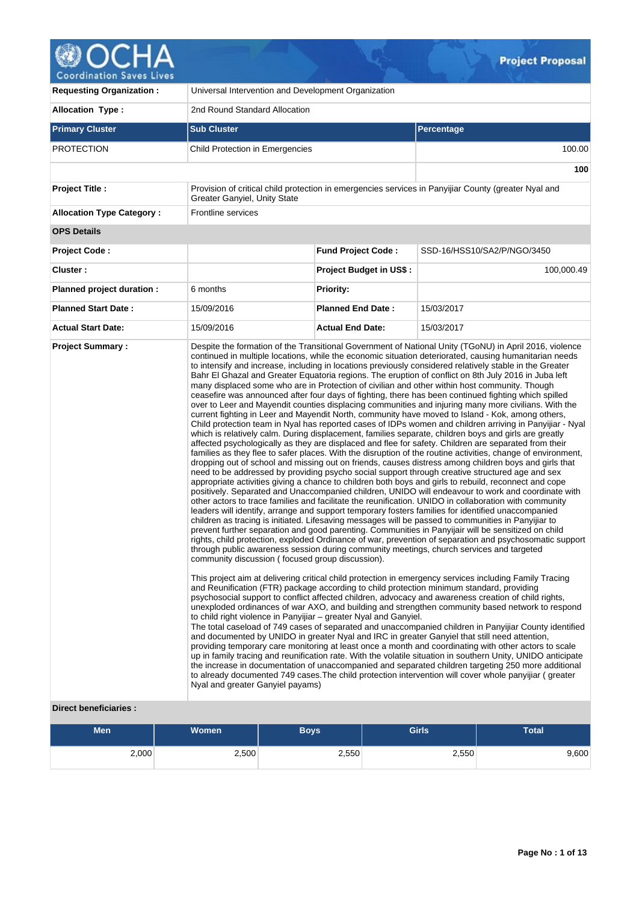# OCHA Coordination Saves Lives — Project Proposal

| | |
|---|---|
| **Requesting Organization :** | Universal Intervention and Development Organization |
| **Allocation Type :** | 2nd Round Standard Allocation |

| Primary Cluster | Sub Cluster | Percentage |
|---|---|---|
| PROTECTION | Child Protection in Emergencies | 100.00 |
| | | **100** |

| | |
|---|---|
| **Project Title :** | Provision of critical child protection in emergencies services in Panyijiar County (greater Nyal and Greater Ganyiel, Unity State |
| **Allocation Type Category :** | Frontline services |

**OPS Details**

| | | | |
|---|---|---|---|
| **Project Code :** | | **Fund Project Code :** | SSD-16/HSS10/SA2/P/NGO/3450 |
| **Cluster :** | | **Project Budget in US$ :** | 100,000.49 |
| **Planned project duration :** | 6 months | **Priority:** | |
| **Planned Start Date :** | 15/09/2016 | **Planned End Date :** | 15/03/2017 |
| **Actual Start Date:** | 15/09/2016 | **Actual End Date:** | 15/03/2017 |

**Project Summary :**

Despite the formation of the Transitional Government of National Unity (TGoNU) in April 2016, violence continued in multiple locations, while the economic situation deteriorated, causing humanitarian needs to intensify and increase, including in locations previously considered relatively stable in the Greater Bahr El Ghazal and Greater Equatoria regions. The eruption of conflict on 8th July 2016 in Juba left many displaced some who are in Protection of civilian and other within host community. Though ceasefire was announced after four days of fighting, there has been continued fighting which spilled over to Leer and Mayendit counties displacing communities and injuring many more civilians. With the current fighting in Leer and Mayendit North, community have moved to Island - Kok, among others, Child protection team in Nyal has reported cases of IDPs women and children arriving in Panyijiar - Nyal which is relatively calm. During displacement, families separate, children boys and girls are greatly affected psychologically as they are displaced and flee for safety. Children are separated from their families as they flee to safer places. With the disruption of the routine activities, change of environment, dropping out of school and missing out on friends, causes distress among children boys and girls that need to be addressed by providing psycho social support through creative structured age and sex appropriate activities giving a chance to children both boys and girls to rebuild, reconnect and cope positively. Separated and Unaccompanied children, UNIDO will endeavour to work and coordinate with other actors to trace families and facilitate the reunification. UNIDO in collaboration with community leaders will identify, arrange and support temporary fosters families for identified unaccompanied children as tracing is initiated. Lifesaving messages will be passed to communities in Panyijiar to prevent further separation and good parenting. Communities in Panyijair will be sensitized on child rights, child protection, exploded Ordinance of war, prevention of separation and psychosomatic support through public awareness session during community meetings, church services and targeted community discussion ( focused group discussion).

This project aim at delivering critical child protection in emergency services including Family Tracing and Reunification (FTR) package according to child protection minimum standard, providing psychosocial support to conflict affected children, advocacy and awareness creation of child rights, unexploded ordinances of war AXO, and building and strengthen community based network to respond to child right violence in Panyijiar – greater Nyal and Ganyiel.
The total caseload of 749 cases of separated and unaccompanied children in Panyijiar County identified and documented by UNIDO in greater Nyal and IRC in greater Ganyiel that still need attention, providing temporary care monitoring at least once a month and coordinating with other actors to scale up in family tracing and reunification rate. With the volatile situation in southern Unity, UNIDO anticipate the increase in documentation of unaccompanied and separated children targeting 250 more additional to already documented 749 cases.The child protection intervention will cover whole panyijiar ( greater Nyal and greater Ganyiel payams)

**Direct beneficiaries :**

| Men | Women | Boys | Girls | Total |
|---|---|---|---|---|
| 2,000 | 2,500 | 2,550 | 2,550 | 9,600 |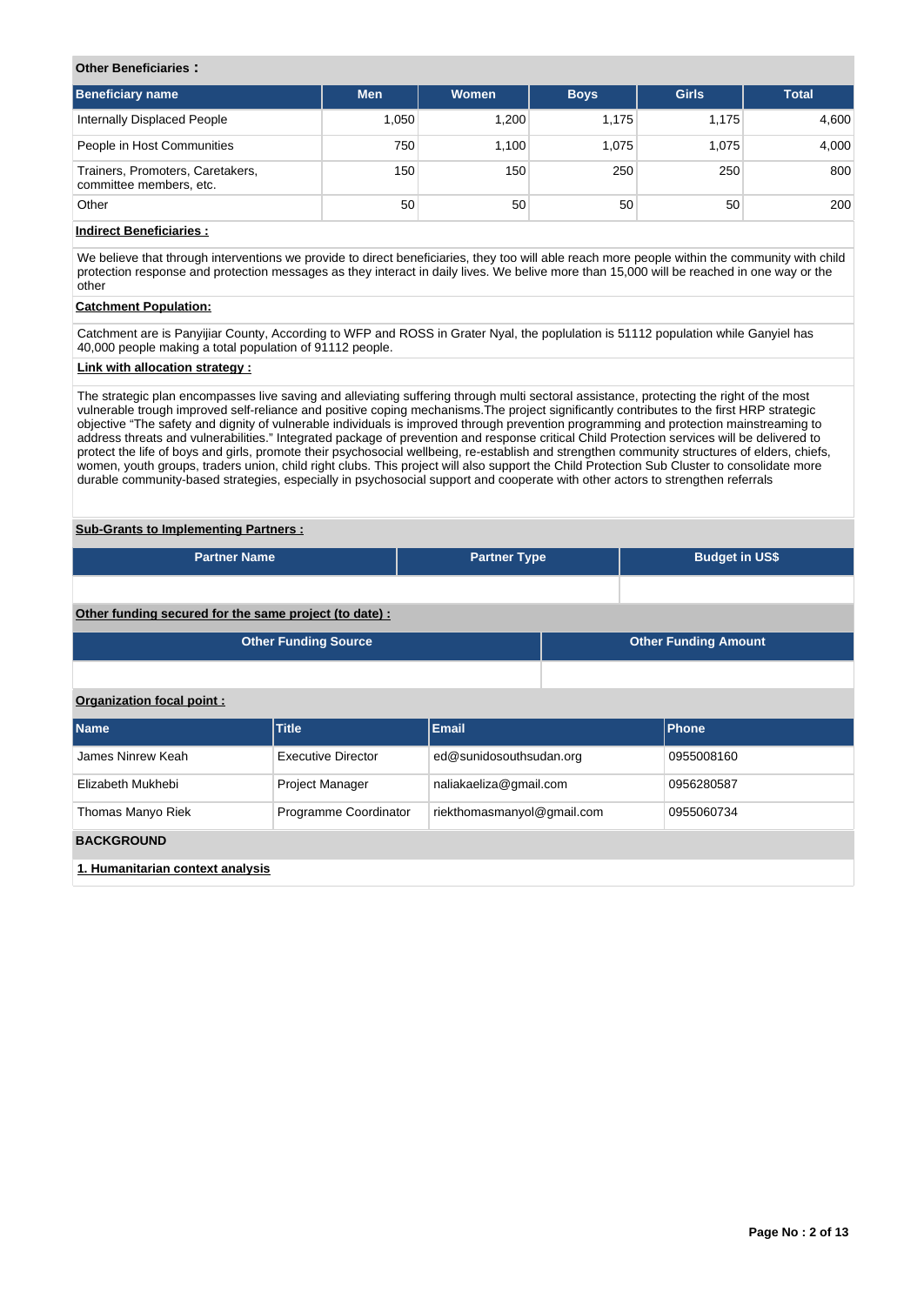**Other Beneficiaries :**

| Beneficiary name | Men | Women | Boys | Girls | Total |
|---|---|---|---|---|---|
| Internally Displaced People | 1,050 | 1,200 | 1,175 | 1,175 | 4,600 |
| People in Host Communities | 750 | 1,100 | 1,075 | 1,075 | 4,000 |
| Trainers, Promoters, Caretakers, committee members, etc. | 150 | 150 | 250 | 250 | 800 |
| Other | 50 | 50 | 50 | 50 | 200 |

**Indirect Beneficiaries :**

We believe that through interventions we provide to direct beneficiaries, they too will able reach more people within the community with child protection response and protection messages as they interact in daily lives. We belive more than 15,000 will be reached in one way or the other

**Catchment Population:**

Catchment are is Panyijiar County, According to WFP and ROSS in Grater Nyal, the poplulation is 51112 population while Ganyiel has 40,000 people making a total population of 91112 people.

**Link with allocation strategy :**

The strategic plan encompasses live saving and alleviating suffering through multi sectoral assistance, protecting the right of the most vulnerable trough improved self-reliance and positive coping mechanisms.The project significantly contributes to the first HRP strategic objective "The safety and dignity of vulnerable individuals is improved through prevention programming and protection mainstreaming to address threats and vulnerabilities." Integrated package of prevention and response critical Child Protection services will be delivered to protect the life of boys and girls, promote their psychosocial wellbeing, re-establish and strengthen community structures of elders, chiefs, women, youth groups, traders union, child right clubs. This project will also support the Child Protection Sub Cluster to consolidate more durable community-based strategies, especially in psychosocial support and cooperate with other actors to strengthen referrals

**Sub-Grants to Implementing Partners :**

| Partner Name | Partner Type | Budget in US$ |
|---|---|---|
| | | |

**Other funding secured for the same project (to date) :**

| Other Funding Source | Other Funding Amount |
|---|---|
| | |

**Organization focal point :**

| Name | Title | Email | Phone |
|---|---|---|---|
| James Ninrew Keah | Executive Director | ed@sunidosouthsudan.org | 0955008160 |
| Elizabeth Mukhebi | Project Manager | naliakaeliza@gmail.com | 0956280587 |
| Thomas Manyo Riek | Programme Coordinator | riekthomasmanyol@gmail.com | 0955060734 |

**BACKGROUND**

**1. Humanitarian context analysis**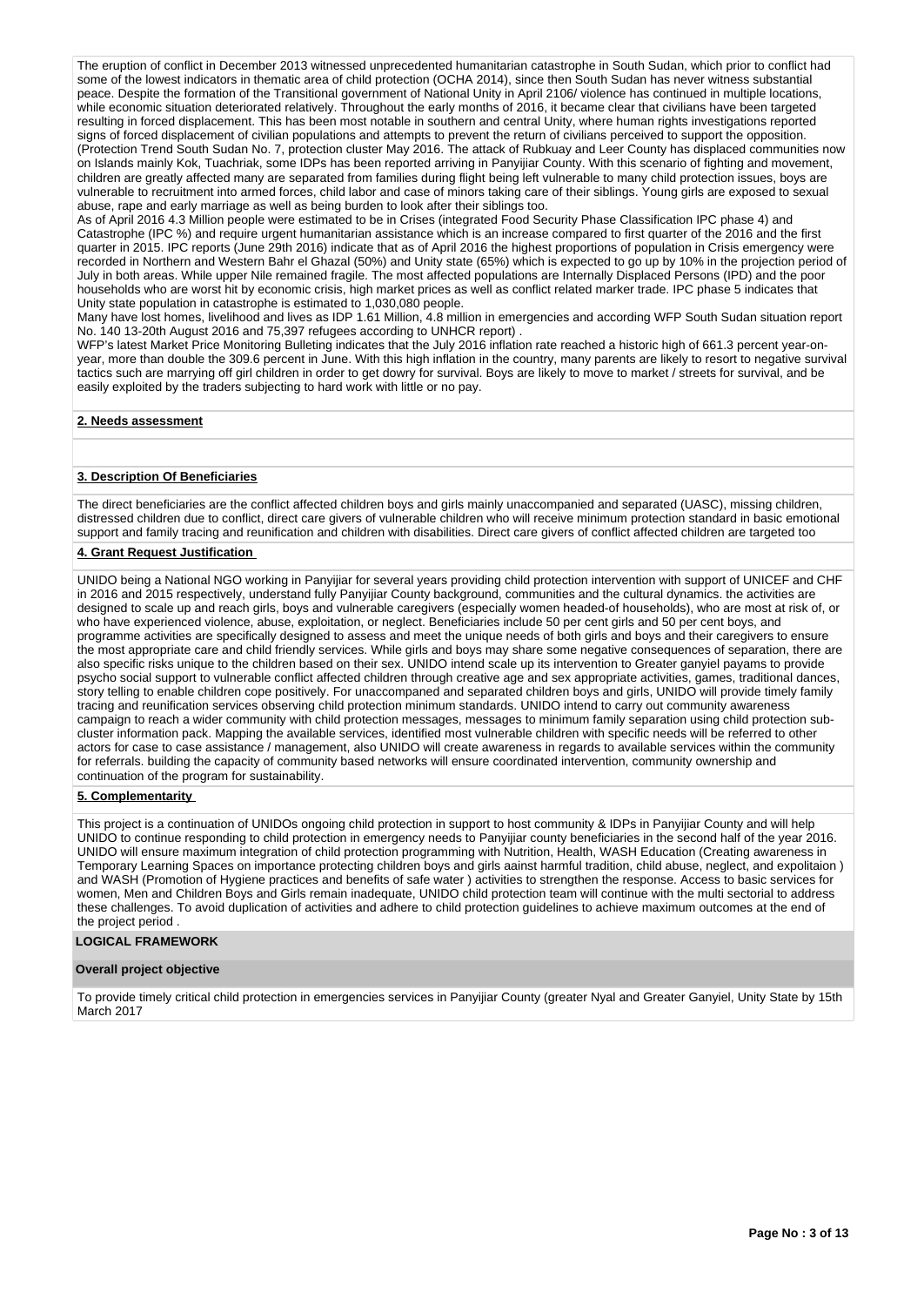The eruption of conflict in December 2013 witnessed unprecedented humanitarian catastrophe in South Sudan, which prior to conflict had some of the lowest indicators in thematic area of child protection (OCHA 2014), since then South Sudan has never witness substantial peace. Despite the formation of the Transitional government of National Unity in April 2106/ violence has continued in multiple locations, while economic situation deteriorated relatively. Throughout the early months of 2016, it became clear that civilians have been targeted resulting in forced displacement. This has been most notable in southern and central Unity, where human rights investigations reported signs of forced displacement of civilian populations and attempts to prevent the return of civilians perceived to support the opposition. (Protection Trend South Sudan No. 7, protection cluster May 2016. The attack of Rubkuay and Leer County has displaced communities now on Islands mainly Kok, Tuachriak, some IDPs has been reported arriving in Panyijiar County. With this scenario of fighting and movement, children are greatly affected many are separated from families during flight being left vulnerable to many child protection issues, boys are vulnerable to recruitment into armed forces, child labor and case of minors taking care of their siblings. Young girls are exposed to sexual abuse, rape and early marriage as well as being burden to look after their siblings too.

As of April 2016 4.3 Million people were estimated to be in Crises (integrated Food Security Phase Classification IPC phase 4) and Catastrophe (IPC %) and require urgent humanitarian assistance which is an increase compared to first quarter of the 2016 and the first quarter in 2015. IPC reports (June 29th 2016) indicate that as of April 2016 the highest proportions of population in Crisis emergency were recorded in Northern and Western Bahr el Ghazal (50%) and Unity state (65%) which is expected to go up by 10% in the projection period of July in both areas. While upper Nile remained fragile. The most affected populations are Internally Displaced Persons (IPD) and the poor households who are worst hit by economic crisis, high market prices as well as conflict related marker trade. IPC phase 5 indicates that Unity state population in catastrophe is estimated to 1,030,080 people.

Many have lost homes, livelihood and lives as IDP 1.61 Million, 4.8 million in emergencies and according WFP South Sudan situation report No. 140 13-20th August 2016 and 75,397 refugees according to UNHCR report) .

WFP's latest Market Price Monitoring Bulleting indicates that the July 2016 inflation rate reached a historic high of 661.3 percent year-on-year, more than double the 309.6 percent in June. With this high inflation in the country, many parents are likely to resort to negative survival tactics such are marrying off girl children in order to get dowry for survival. Boys are likely to move to market / streets for survival, and be easily exploited by the traders subjecting to hard work with little or no pay.

**2. Needs assessment**

**3. Description Of Beneficiaries**

The direct beneficiaries are the conflict affected children boys and girls mainly unaccompanied and separated (UASC), missing children, distressed children due to conflict, direct care givers of vulnerable children who will receive minimum protection standard in basic emotional support and family tracing and reunification and children with disabilities. Direct care givers of conflict affected children are targeted too

**4. Grant Request Justification**

UNIDO being a National NGO working in Panyijiar for several years providing child protection intervention with support of UNICEF and CHF in 2016 and 2015 respectively, understand fully Panyijiar County background, communities and the cultural dynamics. the activities are designed to scale up and reach girls, boys and vulnerable caregivers (especially women headed-of households), who are most at risk of, or who have experienced violence, abuse, exploitation, or neglect. Beneficiaries include 50 per cent girls and 50 per cent boys, and programme activities are specifically designed to assess and meet the unique needs of both girls and boys and their caregivers to ensure the most appropriate care and child friendly services. While girls and boys may share some negative consequences of separation, there are also specific risks unique to the children based on their sex. UNIDO intend scale up its intervention to Greater ganyiel payams to provide psycho social support to vulnerable conflict affected children through creative age and sex appropriate activities, games, traditional dances, story telling to enable children cope positively. For unaccompanied and separated children boys and girls, UNIDO will provide timely family tracing and reunification services observing child protection minimum standards. UNIDO intend to carry out community awareness campaign to reach a wider community with child protection messages, messages to minimum family separation using child protection sub-cluster information pack. Mapping the available services, identified most vulnerable children with specific needs will be referred to other actors for case to case assistance / management, also UNIDO will create awareness in regards to available services within the community for referrals. building the capacity of community based networks will ensure coordinated intervention, community ownership and continuation of the program for sustainability.

**5. Complementarity**

This project is a continuation of UNIDOs ongoing child protection in support to host community & IDPs in Panyijiar County and will help UNIDO to continue responding to child protection in emergency needs to Panyijiar county beneficiaries in the second half of the year 2016. UNIDO will ensure maximum integration of child protection programming with Nutrition, Health, WASH Education (Creating awareness in Temporary Learning Spaces on importance protecting children boys and girls aainst harmful tradition, child abuse, neglect, and expolitaion ) and WASH (Promotion of Hygiene practices and benefits of safe water ) activities to strengthen the response. Access to basic services for women, Men and Children Boys and Girls remain inadequate, UNIDO child protection team will continue with the multi sectorial to address these challenges. To avoid duplication of activities and adhere to child protection guidelines to achieve maximum outcomes at the end of the project period .

## LOGICAL FRAMEWORK

**Overall project objective**

To provide timely critical child protection in emergencies services in Panyijiar County (greater Nyal and Greater Ganyiel, Unity State by 15th March 2017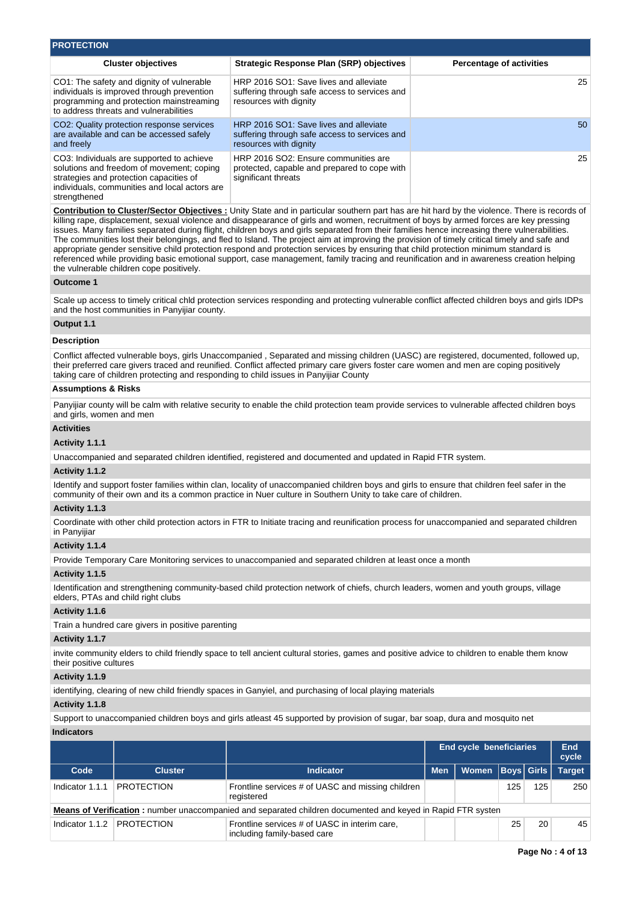## PROTECTION

| Cluster objectives | Strategic Response Plan (SRP) objectives | Percentage of activities |
|---|---|---|
| CO1: The safety and dignity of vulnerable individuals is improved through prevention programming and protection mainstreaming to address threats and vulnerabilities | HRP 2016 SO1: Save lives and alleviate suffering through safe access to services and resources with dignity | 25 |
| CO2: Quality protection response services are available and can be accessed safely and freely | HRP 2016 SO1: Save lives and alleviate suffering through safe access to services and resources with dignity | 50 |
| CO3: Individuals are supported to achieve solutions and freedom of movement; coping strategies and protection capacities of individuals, communities and local actors are strengthened | HRP 2016 SO2: Ensure communities are protected, capable and prepared to cope with significant threats | 25 |

**Contribution to Cluster/Sector Objectives :** Unity State and in particular southern part has are hit hard by the violence. There is records of killing rape, displacement, sexual violence and disappearance of girls and women, recruitment of boys by armed forces are key pressing issues. Many families separated during flight, children boys and girls separated from their families hence increasing there vulnerabilities. The communities lost their belongings, and fled to Island. The project aim at improving the provision of timely critical timely and safe and appropriate gender sensitive child protection respond and protection services by ensuring that child protection minimum standard is referenced while providing basic emotional support, case management, family tracing and reunification and in awareness creation helping the vulnerable children cope positively.

### Outcome 1

Scale up access to timely critical chld protection services responding and protecting vulnerable conflict affected children boys and girls IDPs and the host communities in Panyijiar county.

### Output 1.1

**Description**

Conflict affected vulnerable boys, girls Unaccompanied , Separated and missing children (UASC) are registered, documented, followed up, their preferred care givers traced and reunified. Conflict affected primary care givers foster care women and men are coping positively taking care of children protecting and responding to child issues in Panyijiar County

**Assumptions & Risks**

Panyijiar county will be calm with relative security to enable the child protection team provide services to vulnerable affected children boys and girls, women and men

**Activities**

**Activity 1.1.1**

Unaccompanied and separated children identified, registered and documented and updated in Rapid FTR system.

**Activity 1.1.2**

Identify and support foster families within clan, locality of unaccompanied children boys and girls to ensure that children feel safer in the community of their own and its a common practice in Nuer culture in Southern Unity to take care of children.

**Activity 1.1.3**

Coordinate with other child protection actors in FTR to Initiate tracing and reunification process for unaccompanied and separated children in Panyijiar

**Activity 1.1.4**

Provide Temporary Care Monitoring services to unaccompanied and separated children at least once a month

**Activity 1.1.5**

Identification and strengthening community-based child protection network of chiefs, church leaders, women and youth groups, village elders, PTAs and child right clubs

**Activity 1.1.6**

Train a hundred care givers in positive parenting

**Activity 1.1.7**

invite community elders to child friendly space to tell ancient cultural stories, games and positive advice to children to enable them know their positive cultures

**Activity 1.1.9**

identifying, clearing of new child friendly spaces in Ganyiel, and purchasing of local playing materials

**Activity 1.1.8**

Support to unaccompanied children boys and girls atleast 45 supported by provision of sugar, bar soap, dura and mosquito net

**Indicators**

| | | | End cycle beneficiaries | | | | End cycle |
|---|---|---|---|---|---|---|---|
| Code | Cluster | Indicator | Men | Women | Boys | Girls | Target |
| Indicator 1.1.1 | PROTECTION | Frontline services # of UASC and missing children registered | | | 125 | 125 | 250 |
| **Means of Verification :** number unaccompanied and separated children documented and keyed in Rapid FTR systen | | | | | | | |
| Indicator 1.1.2 | PROTECTION | Frontline services # of UASC in interim care, including family-based care | | | 25 | 20 | 45 |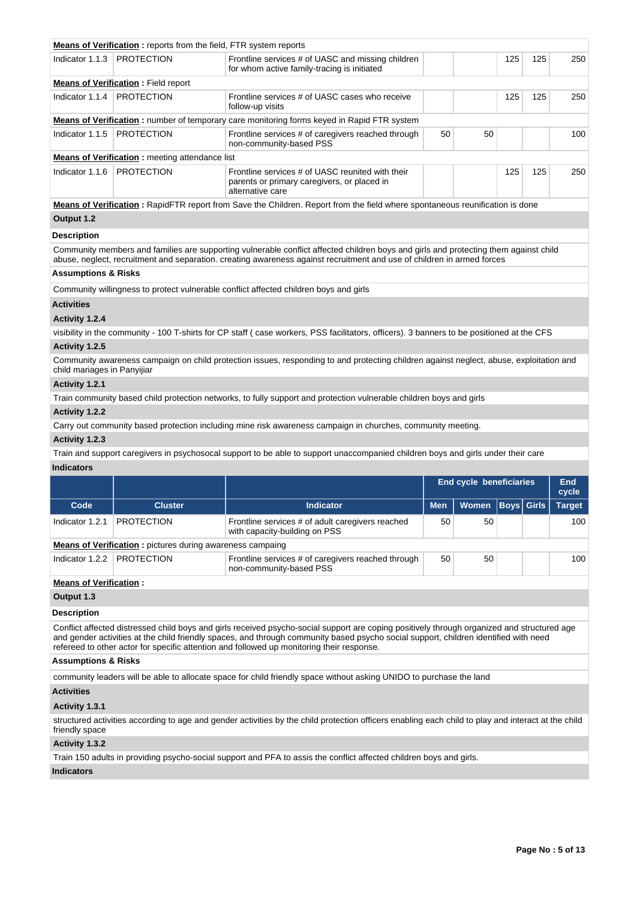| Code | Cluster | Indicator | Men | Women | Boys | Girls | Target |
|---|---|---|---|---|---|---|---|
| **Means of Verification :** reports from the field, FTR system reports | | | | | | | |
| Indicator 1.1.3 | PROTECTION | Frontline services # of UASC and missing children for whom active family-tracing is initiated | | | 125 | 125 | 250 |
| **Means of Verification :** Field report | | | | | | | |
| Indicator 1.1.4 | PROTECTION | Frontline services # of UASC cases who receive follow-up visits | | | 125 | 125 | 250 |
| **Means of Verification :** number of temporary care monitoring forms keyed in Rapid FTR system | | | | | | | |
| Indicator 1.1.5 | PROTECTION | Frontline services # of caregivers reached through non-community-based PSS | 50 | 50 | | | 100 |
| **Means of Verification :** meeting attendance list | | | | | | | |
| Indicator 1.1.6 | PROTECTION | Frontline services # of UASC reunited with their parents or primary caregivers, or placed in alternative care | | | 125 | 125 | 250 |

**Means of Verification :** RapidFTR report from Save the Children. Report from the field where spontaneous reunification is done

**Output 1.2**

**Description**

Community members and families are supporting vulnerable conflict affected children boys and girls and protecting them against child abuse, neglect, recruitment and separation. creating awareness against recruitment and use of children in armed forces

**Assumptions & Risks**

Community willingness to protect vulnerable conflict affected children boys and girls

**Activities**

**Activity 1.2.4**

visibility in the community - 100 T-shirts for CP staff ( case workers, PSS facilitators, officers). 3 banners to be positioned at the CFS

**Activity 1.2.5**

Community awareness campaign on child protection issues, responding to and protecting children against neglect, abuse, exploitation and child mariages in Panyijiar

**Activity 1.2.1**

Train community based child protection networks, to fully support and protection vulnerable children boys and girls

**Activity 1.2.2**

Carry out community based protection including mine risk awareness campaign in churches, community meeting.

**Activity 1.2.3**

Train and support caregivers in psychosocal support to be able to support unaccompanied children boys and girls under their care

**Indicators**

| | | | End cycle beneficiaries | | | | End cycle |
|---|---|---|---|---|---|---|---|
| **Code** | **Cluster** | **Indicator** | **Men** | **Women** | **Boys** | **Girls** | **Target** |
| Indicator 1.2.1 | PROTECTION | Frontline services # of adult caregivers reached with capacity-building on PSS | 50 | 50 | | | 100 |
| **Means of Verification :** pictures during awareness campaing | | | | | | | |
| Indicator 1.2.2 | PROTECTION | Frontline services # of caregivers reached through non-community-based PSS | 50 | 50 | | | 100 |
| **Means of Verification :** | | | | | | | |

**Output 1.3**

**Description**

Conflict affected distressed child boys and girls received psycho-social support are coping positively through organized and structured age and gender activities at the child friendly spaces, and through community based psycho social support, children identified with need refereed to other actor for specific attention and followed up monitoring their response.

**Assumptions & Risks**

community leaders will be able to allocate space for child friendly space without asking UNIDO to purchase the land

**Activities**

**Activity 1.3.1**

structured activities according to age and gender activities by the child protection officers enabling each child to play and interact at the child friendly space

**Activity 1.3.2**

Train 150 adults in providing psycho-social support and PFA to assis the conflict affected children boys and girls.

**Indicators**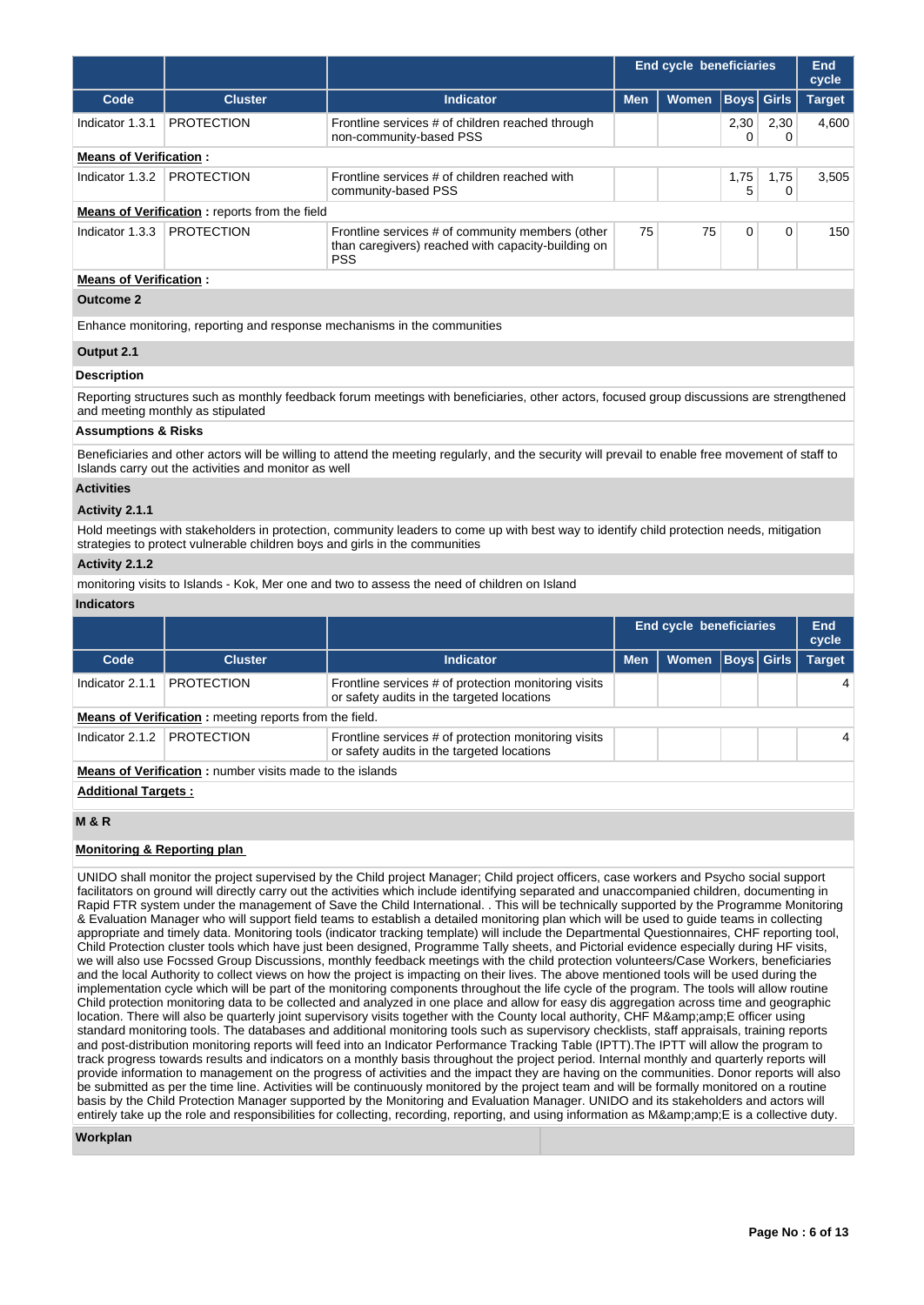| | | | End cycle beneficiaries | | | | End cycle |
|---|---|---|---|---|---|---|---|
| **Code** | **Cluster** | **Indicator** | **Men** | **Women** | **Boys** | **Girls** | **Target** |
| Indicator 1.3.1 | PROTECTION | Frontline services # of children reached through non-community-based PSS | | | 2,300 | 2,300 | 4,600 |

**Means of Verification :**

| Code | Cluster | Indicator | Men | Women | Boys | Girls | Target |
|---|---|---|---|---|---|---|---|
| Indicator 1.3.2 | PROTECTION | Frontline services # of children reached with community-based PSS | | | 1,755 | 1,750 | 3,505 |

**Means of Verification :** reports from the field

| Code | Cluster | Indicator | Men | Women | Boys | Girls | Target |
|---|---|---|---|---|---|---|---|
| Indicator 1.3.3 | PROTECTION | Frontline services # of community members (other than caregivers) reached with capacity-building on PSS | 75 | 75 | 0 | 0 | 150 |

**Means of Verification :**

**Outcome 2**

Enhance monitoring, reporting and response mechanisms in the communities

**Output 2.1**

**Description**

Reporting structures such as monthly feedback forum meetings with beneficiaries, other actors, focused group discussions are strengthened and meeting monthly as stipulated

**Assumptions & Risks**

Beneficiaries and other actors will be willing to attend the meeting regularly, and the security will prevail to enable free movement of staff to Islands carry out the activities and monitor as well

**Activities**

**Activity 2.1.1**

Hold meetings with stakeholders in protection, community leaders to come up with best way to identify child protection needs, mitigation strategies to protect vulnerable children boys and girls in the communities

**Activity 2.1.2**

monitoring visits to Islands - Kok, Mer one and two to assess the need of children on Island

**Indicators**

| | | | End cycle beneficiaries | | | | End cycle |
|---|---|---|---|---|---|---|---|
| **Code** | **Cluster** | **Indicator** | **Men** | **Women** | **Boys** | **Girls** | **Target** |
| Indicator 2.1.1 | PROTECTION | Frontline services # of protection monitoring visits or safety audits in the targeted locations | | | | | 4 |

**Means of Verification :** meeting reports from the field.

| Code | Cluster | Indicator | Men | Women | Boys | Girls | Target |
|---|---|---|---|---|---|---|---|
| Indicator 2.1.2 | PROTECTION | Frontline services # of protection monitoring visits or safety audits in the targeted locations | | | | | 4 |

**Means of Verification :** number visits made to the islands

**Additional Targets :**

**M & R**

**Monitoring & Reporting plan**

UNIDO shall monitor the project supervised by the Child project Manager; Child project officers, case workers and Psycho social support facilitators on ground will directly carry out the activities which include identifying separated and unaccompanied children, documenting in Rapid FTR system under the management of Save the Child International. . This will be technically supported by the Programme Monitoring & Evaluation Manager who will support field teams to establish a detailed monitoring plan which will be used to guide teams in collecting appropriate and timely data. Monitoring tools (indicator tracking template) will include the Departmental Questionnaires, CHF reporting tool, Child Protection cluster tools which have just been designed, Programme Tally sheets, and Pictorial evidence especially during HF visits, we will also use Focssed Group Discussions, monthly feedback meetings with the child protection volunteers/Case Workers, beneficiaries and the local Authority to collect views on how the project is impacting on their lives. The above mentioned tools will be used during the implementation cycle which will be part of the monitoring components throughout the life cycle of the program. The tools will allow routine Child protection monitoring data to be collected and analyzed in one place and allow for easy dis aggregation across time and geographic location. There will also be quarterly joint supervisory visits together with the County local authority, CHF M&amp;amp;E officer using standard monitoring tools. The databases and additional monitoring tools such as supervisory checklists, staff appraisals, training reports and post-distribution monitoring reports will feed into an Indicator Performance Tracking Table (IPTT).The IPTT will allow the program to track progress towards results and indicators on a monthly basis throughout the project period. Internal monthly and quarterly reports will provide information to management on the progress of activities and the impact they are having on the communities. Donor reports will also be submitted as per the time line. Activities will be continuously monitored by the project team and will be formally monitored on a routine basis by the Child Protection Manager supported by the Monitoring and Evaluation Manager. UNIDO and its stakeholders and actors will entirely take up the role and responsibilities for collecting, recording, reporting, and using information as M&amp;amp;E is a collective duty.

**Workplan**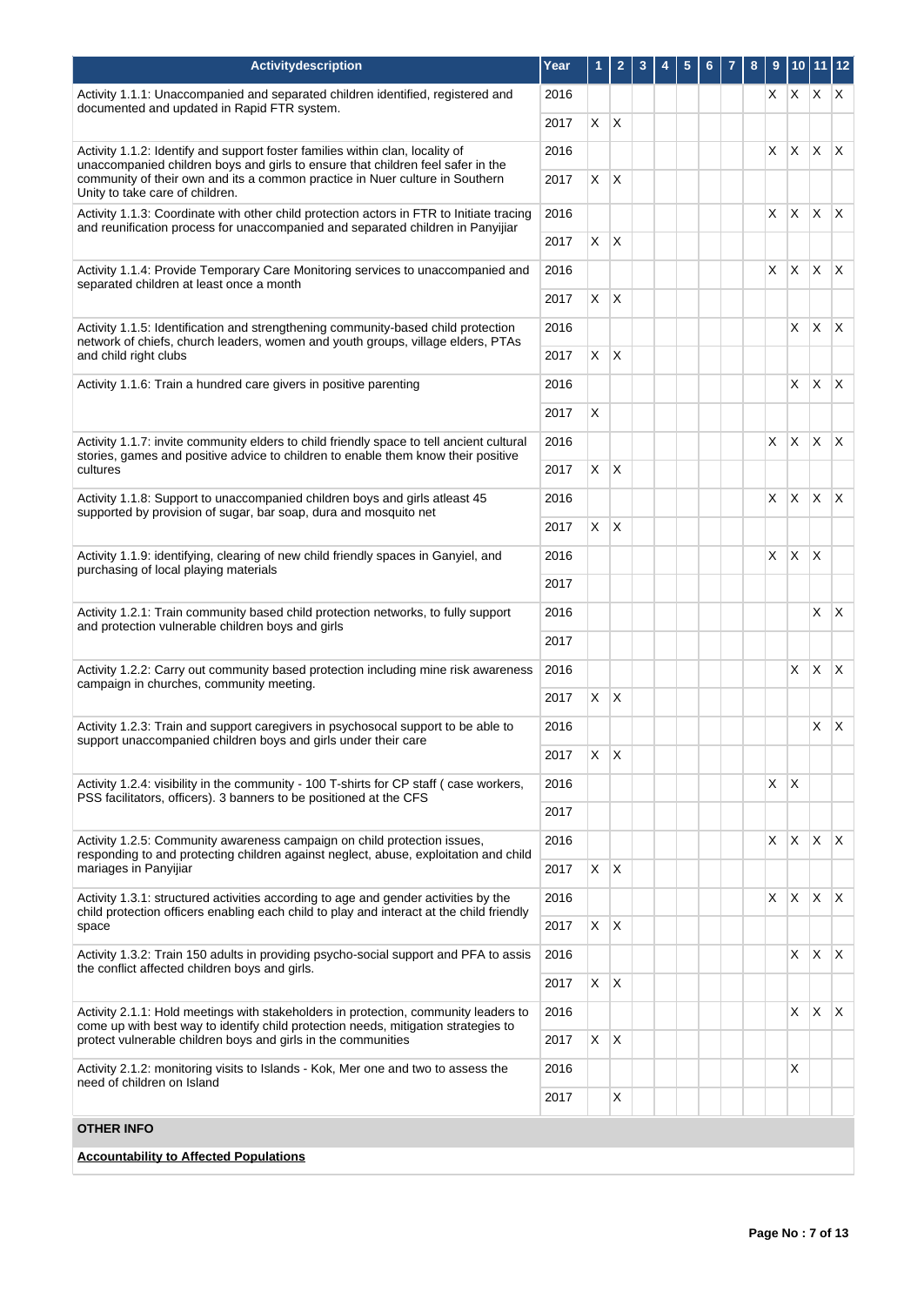| Activitydescription | Year | 1 | 2 | 3 | 4 | 5 | 6 | 7 | 8 | 9 | 10 | 11 | 12 |
|---|---|---|---|---|---|---|---|---|---|---|---|---|---|
| Activity 1.1.1: Unaccompanied and separated children identified, registered and documented and updated in Rapid FTR system. | 2016 | | | | | | | | | X | X | X | X |
| | 2017 | X | X | | | | | | | | | | |
| Activity 1.1.2: Identify and support foster families within clan, locality of unaccompanied children boys and girls to ensure that children feel safer in the community of their own and its a common practice in Nuer culture in Southern Unity to take care of children. | 2016 | | | | | | | | | X | X | X | X |
| | 2017 | X | X | | | | | | | | | | |
| Activity 1.1.3: Coordinate with other child protection actors in FTR to Initiate tracing and reunification process for unaccompanied and separated children in Panyijiar | 2016 | | | | | | | | | X | X | X | X |
| | 2017 | X | X | | | | | | | | | | |
| Activity 1.1.4: Provide Temporary Care Monitoring services to unaccompanied and separated children at least once a month | 2016 | | | | | | | | | X | X | X | X |
| | 2017 | X | X | | | | | | | | | | |
| Activity 1.1.5: Identification and strengthening community-based child protection network of chiefs, church leaders, women and youth groups, village elders, PTAs and child right clubs | 2016 | | | | | | | | | | X | X | X |
| | 2017 | X | X | | | | | | | | | | |
| Activity 1.1.6: Train a hundred care givers in positive parenting | 2016 | | | | | | | | | | X | X | X |
| | 2017 | X | | | | | | | | | | | |
| Activity 1.1.7: invite community elders to child friendly space to tell ancient cultural stories, games and positive advice to children to enable them know their positive cultures | 2016 | | | | | | | | | X | X | X | X |
| | 2017 | X | X | | | | | | | | | | |
| Activity 1.1.8: Support to unaccompanied children boys and girls atleast 45 supported by provision of sugar, bar soap, dura and mosquito net | 2016 | | | | | | | | | X | X | X | X |
| | 2017 | X | X | | | | | | | | | | |
| Activity 1.1.9: identifying, clearing of new child friendly spaces in Ganyiel, and purchasing of local playing materials | 2016 | | | | | | | | | X | X | X | |
| | 2017 | | | | | | | | | | | | |
| Activity 1.2.1: Train community based child protection networks, to fully support and protection vulnerable children boys and girls | 2016 | | | | | | | | | | | X | X |
| | 2017 | | | | | | | | | | | | |
| Activity 1.2.2: Carry out community based protection including mine risk awareness campaign in churches, community meeting. | 2016 | | | | | | | | | | X | X | X |
| | 2017 | X | X | | | | | | | | | | |
| Activity 1.2.3: Train and support caregivers in psychosocal support to be able to support unaccompanied children boys and girls under their care | 2016 | | | | | | | | | | | X | X |
| | 2017 | X | X | | | | | | | | | | |
| Activity 1.2.4: visibility in the community - 100 T-shirts for CP staff ( case workers, PSS facilitators, officers). 3 banners to be positioned at the CFS | 2016 | | | | | | | | | X | X | | |
| | 2017 | | | | | | | | | | | | |
| Activity 1.2.5: Community awareness campaign on child protection issues, responding to and protecting children against neglect, abuse, exploitation and child mariages in Panyijiar | 2016 | | | | | | | | | X | X | X | X |
| | 2017 | X | X | | | | | | | | | | |
| Activity 1.3.1: structured activities according to age and gender activities by the child protection officers enabling each child to play and interact at the child friendly space | 2016 | | | | | | | | | X | X | X | X |
| | 2017 | X | X | | | | | | | | | | |
| Activity 1.3.2: Train 150 adults in providing psycho-social support and PFA to assis the conflict affected children boys and girls. | 2016 | | | | | | | | | | X | X | X |
| | 2017 | X | X | | | | | | | | | | |
| Activity 2.1.1: Hold meetings with stakeholders in protection, community leaders to come up with best way to identify child protection needs, mitigation strategies to protect vulnerable children boys and girls in the communities | 2016 | | | | | | | | | | X | X | X |
| | 2017 | X | X | | | | | | | | | | |
| Activity 2.1.2: monitoring visits to Islands - Kok, Mer one and two to assess the need of children on Island | 2016 | | | | | | | | | | X | | |
| | 2017 | | X | | | | | | | | | | |

**OTHER INFO**

**Accountability to Affected Populations**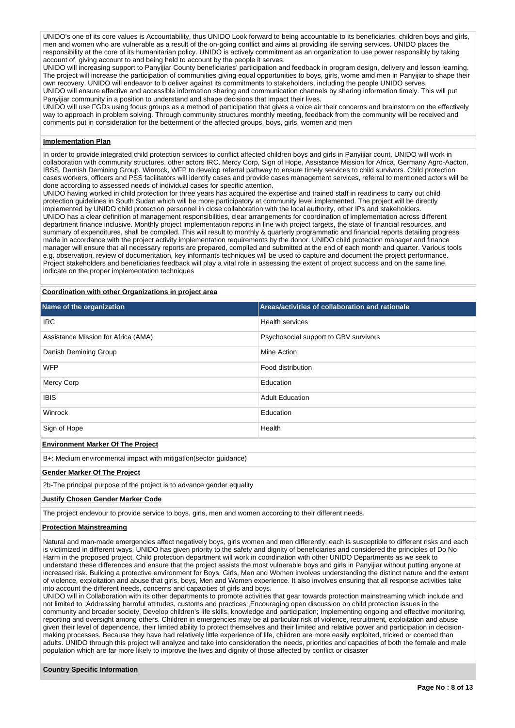UNIDO's one of its core values is Accountability, thus UNIDO Look forward to being accountable to its beneficiaries, children boys and girls, men and women who are vulnerable as a result of the on-going conflict and aims at providing life serving services. UNIDO places the responsibility at the core of its humanitarian policy. UNIDO is actively commitment as an organization to use power responsibly by taking account of, giving account to and being held to account by the people it serves.
UNIDO will increasing support to Panyijiar County beneficiaries' participation and feedback in program design, delivery and lesson learning. The project will increase the participation of communities giving equal opportunities to boys, girls, wome amd men in Panyijiar to shape their own recovery. UNIDO will endeavor to b deliver against its commitments to stakeholders, including the people UNIDO serves.
UNIDO will ensure effective and accessible information sharing and communication channels by sharing information timely. This will put Panyijiar community in a position to understand and shape decisions that impact their lives.
UNIDO will use FGDs using focus groups as a method of participation that gives a voice air their concerns and brainstorm on the effectively way to approach in problem solving. Through community structures monthly meeting, feedback from the community will be received and comments put in consideration for the betterment of the affected groups, boys, girls, women and men

**Implementation Plan**

In order to provide integrated child protection services to conflict affected children boys and girls in Panyijiar count. UNIDO will work in collaboration with community structures, other actors IRC, Mercy Corp, Sign of Hope, Assistance Mission for Africa, Germany Agro-Aacton, IBSS, Darnish Demining Group, Winrock, WFP to develop referral pathway to ensure timely services to child survivors. Child protection cases workers, officers and PSS facilitators will identify cases and provide cases management services, referral to mentioned actors will be done according to assessed needs of individual cases for specific attention.
UNIDO having worked in child protection for three years has acquired the expertise and trained staff in readiness to carry out child protection guidelines in South Sudan which will be more participatory at community level implemented. The project will be directly implemented by UNIDO child protection personnel in close collaboration with the local authority, other IPs and stakeholders.
UNIDO has a clear definition of management responsibilities, clear arrangements for coordination of implementation across different department finance inclusive. Monthly project implementation reports in line with project targets, the state of financial resources, and summary of expenditures, shall be compiled. This will result to monthly & quarterly programmatic and financial reports detailing progress made in accordance with the project activity implementation requirements by the donor. UNIDO child protection manager and finance manager will ensure that all necessary reports are prepared, compiled and submitted at the end of each month and quarter. Various tools e.g. observation, review of documentation, key informants techniques will be used to capture and document the project performance. Project stakeholders and beneficiaries feedback will play a vital role in assessing the extent of project success and on the same line, indicate on the proper implementation techniques

**Coordination with other Organizations in project area**

| Name of the organization | Areas/activities of collaboration and rationale |
|---|---|
| IRC | Health services |
| Assistance Mission for Africa (AMA) | Psychosocial support to GBV survivors |
| Danish Demining Group | Mine Action |
| WFP | Food distribution |
| Mercy Corp | Education |
| IBIS | Adult Education |
| Winrock | Education |
| Sign of Hope | Health |

**Environment Marker Of The Project**

B+: Medium environmental impact with mitigation(sector guidance)

**Gender Marker Of The Project**

2b-The principal purpose of the project is to advance gender equality

**Justify Chosen Gender Marker Code**

The project endevour to provide service to boys, girls, men and women according to their different needs.

**Protection Mainstreaming**

Natural and man-made emergencies affect negatively boys, girls women and men differently; each is susceptible to different risks and each is victimized in different ways. UNIDO has given priority to the safety and dignity of beneficiaries and considered the principles of Do No Harm in the proposed project. Child protection department will work in coordination with other UNIDO Departments as we seek to understand these differences and ensure that the project assists the most vulnerable boys and girls in Panyijiar without putting anyone at increased risk. Building a protective environment for Boys, Girls, Men and Women involves understanding the distinct nature and the extent of violence, exploitation and abuse that girls, boys, Men and Women experience. It also involves ensuring that all response activities take into account the different needs, concerns and capacities of girls and boys.
UNIDO will in Collaboration with its other departments to promote activities that gear towards protection mainstreaming which include and not limited to ;Addressing harmful attitudes, customs and practices ,Encouraging open discussion on child protection issues in the community and broader society, Develop children's life skills, knowledge and participation; Implementing ongoing and effective monitoring, reporting and oversight among others. Children in emergencies may be at particular risk of violence, recruitment, exploitation and abuse given their level of dependence, their limited ability to protect themselves and their limited and relative power and participation in decision-making processes. Because they have had relatively little experience of life, children are more easily exploited, tricked or coerced than adults. UNIDO through this project will analyze and take into consideration the needs, priorities and capacities of both the female and male population which are far more likely to improve the lives and dignity of those affected by conflict or disaster

**Country Specific Information**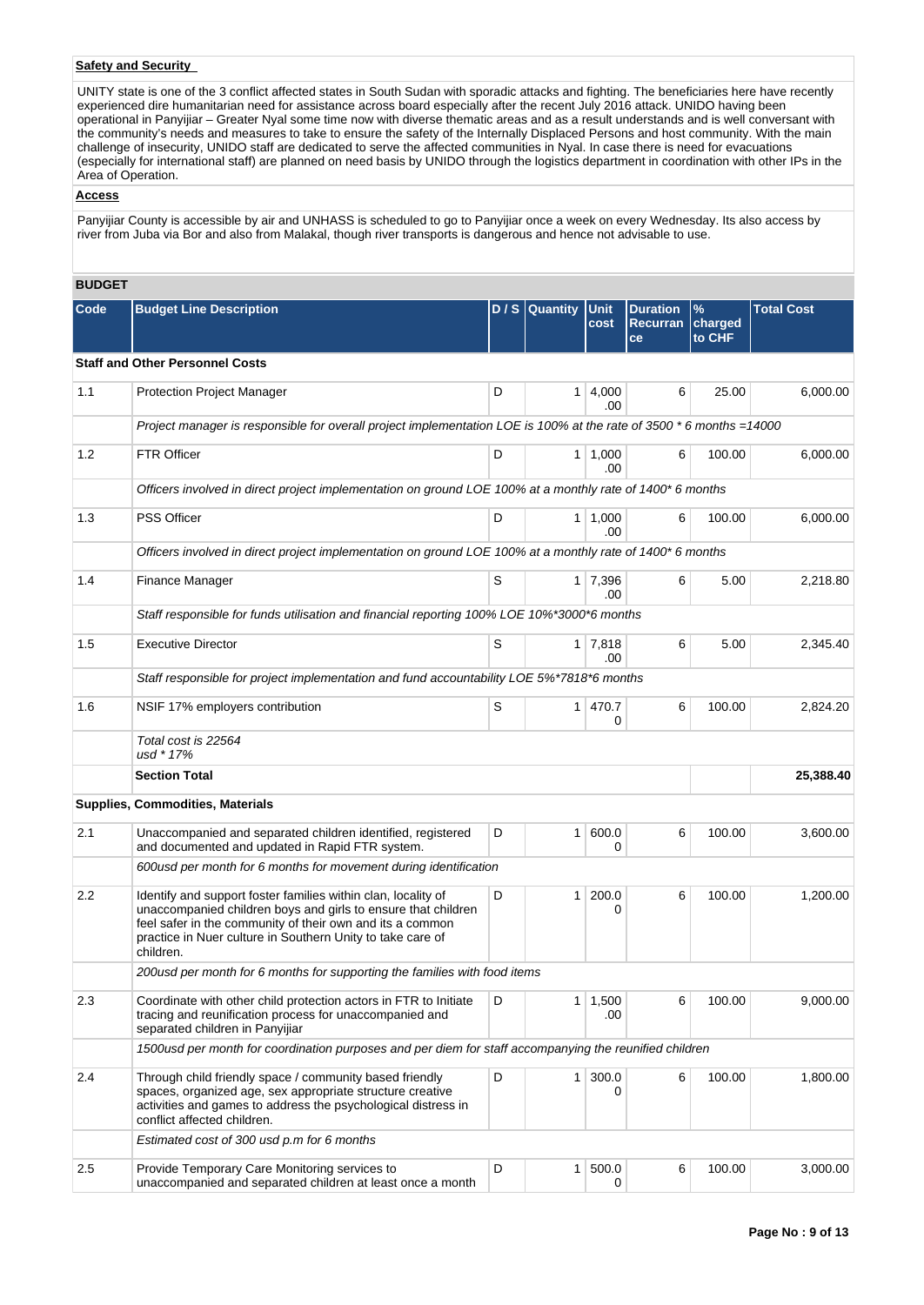**Safety and Security**

UNITY state is one of the 3 conflict affected states in South Sudan with sporadic attacks and fighting. The beneficiaries here have recently experienced dire humanitarian need for assistance across board especially after the recent July 2016 attack. UNIDO having been operational in Panyijiar – Greater Nyal some time now with diverse thematic areas and as a result understands and is well conversant with the community's needs and measures to take to ensure the safety of the Internally Displaced Persons and host community. With the main challenge of insecurity, UNIDO staff are dedicated to serve the affected communities in Nyal. In case there is need for evacuations (especially for international staff) are planned on need basis by UNIDO through the logistics department in coordination with other IPs in the Area of Operation.

**Access**

Panyijiar County is accessible by air and UNHASS is scheduled to go to Panyijiar once a week on every Wednesday. Its also access by river from Juba via Bor and also from Malakal, though river transports is dangerous and hence not advisable to use.

## BUDGET

| Code | Budget Line Description | D / S | Quantity | Unit cost | Duration Recurrance | % charged to CHF | Total Cost |
|---|---|---|---|---|---|---|---|
| **Staff and Other Personnel Costs** | | | | | | | |
| 1.1 | Protection Project Manager | D | 1 | 4,000.00 | 6 | 25.00 | 6,000.00 |
| | *Project manager is responsible for overall project implementation LOE is 100% at the rate of 3500 * 6 months =14000* | | | | | | |
| 1.2 | FTR Officer | D | 1 | 1,000.00 | 6 | 100.00 | 6,000.00 |
| | *Officers involved in direct project implementation on ground LOE 100% at a monthly rate of 1400* 6 months* | | | | | | |
| 1.3 | PSS Officer | D | 1 | 1,000.00 | 6 | 100.00 | 6,000.00 |
| | *Officers involved in direct project implementation on ground LOE 100% at a monthly rate of 1400* 6 months* | | | | | | |
| 1.4 | Finance Manager | S | 1 | 7,396.00 | 6 | 5.00 | 2,218.80 |
| | *Staff responsible for funds utilisation and financial reporting 100% LOE 10%*3000*6 months* | | | | | | |
| 1.5 | Executive Director | S | 1 | 7,818.00 | 6 | 5.00 | 2,345.40 |
| | *Staff responsible for project implementation and fund accountability LOE 5%*7818*6 months* | | | | | | |
| 1.6 | NSIF 17% employers contribution | S | 1 | 470.70 | 6 | 100.00 | 2,824.20 |
| | *Total cost is 22564 usd * 17%* | | | | | | |
| | **Section Total** | | | | | | **25,388.40** |
| **Supplies, Commodities, Materials** | | | | | | | |
| 2.1 | Unaccompanied and separated children identified, registered and documented and updated in Rapid FTR system. | D | 1 | 600.00 | 6 | 100.00 | 3,600.00 |
| | *600usd per month for 6 months for movement during identification* | | | | | | |
| 2.2 | Identify and support foster families within clan, locality of unaccompanied children boys and girls to ensure that children feel safer in the community of their own and its a common practice in Nuer culture in Southern Unity to take care of children. | D | 1 | 200.00 | 6 | 100.00 | 1,200.00 |
| | *200usd per month for 6 months for supporting the families with food items* | | | | | | |
| 2.3 | Coordinate with other child protection actors in FTR to Initiate tracing and reunification process for unaccompanied and separated children in Panyijiar | D | 1 | 1,500.00 | 6 | 100.00 | 9,000.00 |
| | *1500usd per month for coordination purposes and per diem for staff accompanying the reunified children* | | | | | | |
| 2.4 | Through child friendly space / community based friendly spaces, organized age, sex appropriate structure creative activities and games to address the psychological distress in conflict affected children. | D | 1 | 300.00 | 6 | 100.00 | 1,800.00 |
| | *Estimated cost of 300 usd p.m for 6 months* | | | | | | |
| 2.5 | Provide Temporary Care Monitoring services to unaccompanied and separated children at least once a month | D | 1 | 500.00 | 6 | 100.00 | 3,000.00 |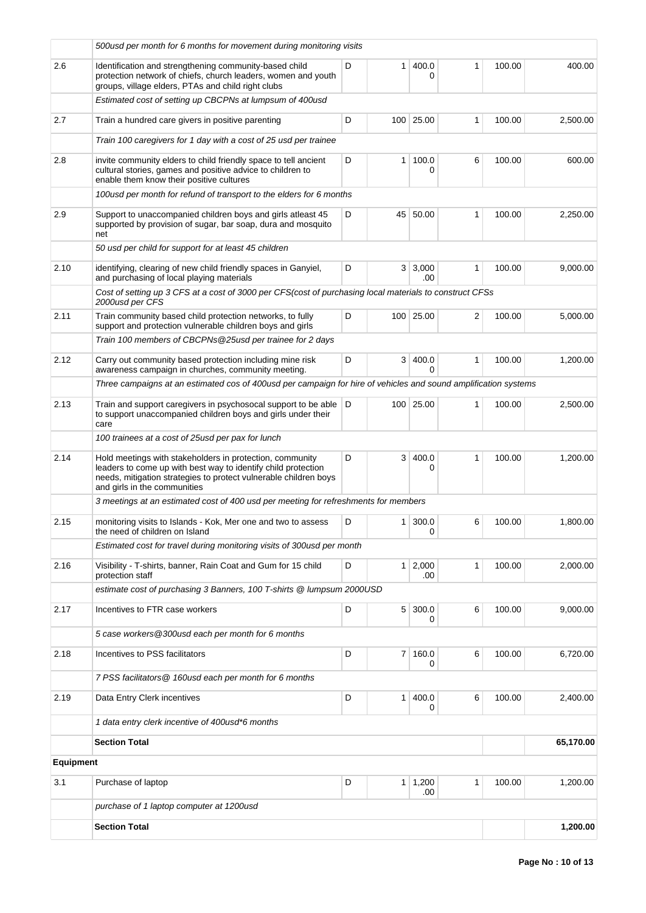| | | | | | | | |
|---|---|---|---|---|---|---|---|
| | *500usd per month for 6 months for movement during monitoring visits* | | | | | | |
| 2.6 | Identification and strengthening community-based child protection network of chiefs, church leaders, women and youth groups, village elders, PTAs and child right clubs | D | 1 | 400.00 | 1 | 100.00 | 400.00 |
| | *Estimated cost of setting up CBCPNs at lumpsum of 400usd* | | | | | | |
| 2.7 | Train a hundred care givers in positive parenting | D | 100 | 25.00 | 1 | 100.00 | 2,500.00 |
| | *Train 100 caregivers for 1 day with a cost of 25 usd per trainee* | | | | | | |
| 2.8 | invite community elders to child friendly space to tell ancient cultural stories, games and positive advice to children to enable them know their positive cultures | D | 1 | 100.00 | 6 | 100.00 | 600.00 |
| | *100usd per month for refund of transport to the elders for 6 months* | | | | | | |
| 2.9 | Support to unaccompanied children boys and girls atleast 45 supported by provision of sugar, bar soap, dura and mosquito net | D | 45 | 50.00 | 1 | 100.00 | 2,250.00 |
| | *50 usd per child for support for at least 45 children* | | | | | | |
| 2.10 | identifying, clearing of new child friendly spaces in Ganyiel, and purchasing of local playing materials | D | 3 | 3,000.00 | 1 | 100.00 | 9,000.00 |
| | *Cost of setting up 3 CFS at a cost of 3000 per CFS(cost of purchasing local materials to construct CFSs 2000usd per CFS* | | | | | | |
| 2.11 | Train community based child protection networks, to fully support and protection vulnerable children boys and girls | D | 100 | 25.00 | 2 | 100.00 | 5,000.00 |
| | *Train 100 members of CBCPNs@25usd per trainee for 2 days* | | | | | | |
| 2.12 | Carry out community based protection including mine risk awareness campaign in churches, community meeting. | D | 3 | 400.00 | 1 | 100.00 | 1,200.00 |
| | *Three campaigns at an estimated cos of 400usd per campaign for hire of vehicles and sound amplification systems* | | | | | | |
| 2.13 | Train and support caregivers in psychosocal support to be able to support unaccompanied children boys and girls under their care | D | 100 | 25.00 | 1 | 100.00 | 2,500.00 |
| | *100 trainees at a cost of 25usd per pax for lunch* | | | | | | |
| 2.14 | Hold meetings with stakeholders in protection, community leaders to come up with best way to identify child protection needs, mitigation strategies to protect vulnerable children boys and girls in the communities | D | 3 | 400.00 | 1 | 100.00 | 1,200.00 |
| | *3 meetings at an estimated cost of 400 usd per meeting for refreshments for members* | | | | | | |
| 2.15 | monitoring visits to Islands - Kok, Mer one and two to assess the need of children on Island | D | 1 | 300.00 | 6 | 100.00 | 1,800.00 |
| | *Estimated cost for travel during monitoring visits of 300usd per month* | | | | | | |
| 2.16 | Visibility - T-shirts, banner, Rain Coat and Gum for 15 child protection staff | D | 1 | 2,000.00 | 1 | 100.00 | 2,000.00 |
| | *estimate cost of purchasing 3 Banners, 100 T-shirts @ lumpsum 2000USD* | | | | | | |
| 2.17 | Incentives to FTR case workers | D | 5 | 300.00 | 6 | 100.00 | 9,000.00 |
| | *5 case workers@300usd each per month for 6 months* | | | | | | |
| 2.18 | Incentives to PSS facilitators | D | 7 | 160.00 | 6 | 100.00 | 6,720.00 |
| | *7 PSS facilitators@ 160usd each per month for 6 months* | | | | | | |
| 2.19 | Data Entry Clerk incentives | D | 1 | 400.00 | 6 | 100.00 | 2,400.00 |
| | *1 data entry clerk incentive of 400usd\*6 months* | | | | | | |
| | **Section Total** | | | | | | **65,170.00** |
| **Equipment** | | | | | | | |
| 3.1 | Purchase of laptop | D | 1 | 1,200.00 | 1 | 100.00 | 1,200.00 |
| | *purchase of 1 laptop computer at 1200usd* | | | | | | |
| | **Section Total** | | | | | | **1,200.00** |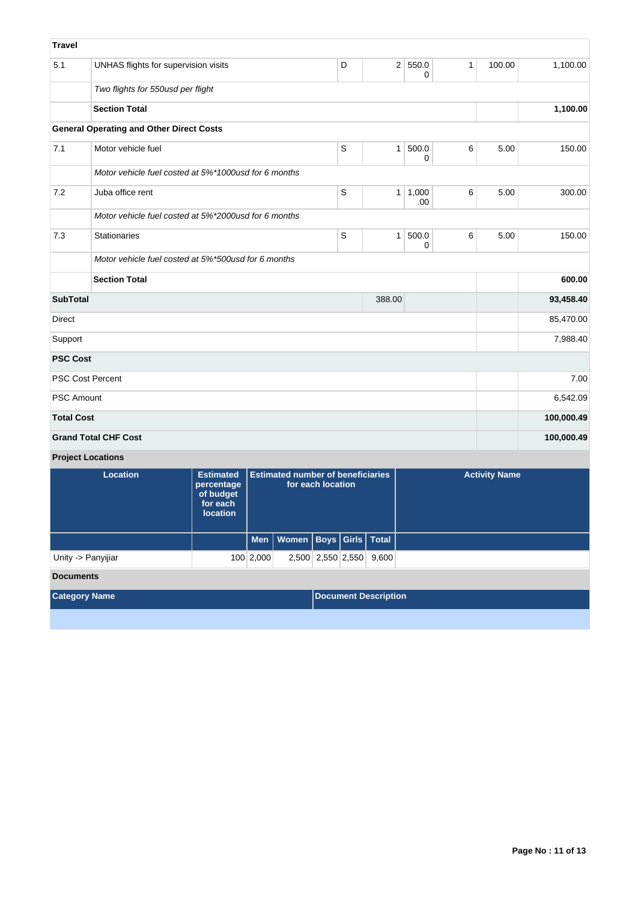| | | | | | | | |
|---|---|---|---|---|---|---|---|
| **Travel** | | | | | | | |
| 5.1 | UNHAS flights for supervision visits | D | 2 | 550.00 | 1 | 100.00 | 1,100.00 |
| | *Two flights for 550usd per flight* | | | | | | |
| | **Section Total** | | | | | | **1,100.00** |
| **General Operating and Other Direct Costs** | | | | | | | |
| 7.1 | Motor vehicle fuel | S | 1 | 500.00 | 6 | 5.00 | 150.00 |
| | *Motor vehicle fuel costed at 5%*1000usd for 6 months* | | | | | | |
| 7.2 | Juba office rent | S | 1 | 1,000.00 | 6 | 5.00 | 300.00 |
| | *Motor vehicle fuel costed at 5%*2000usd for 6 months* | | | | | | |
| 7.3 | Stationaries | S | 1 | 500.00 | 6 | 5.00 | 150.00 |
| | *Motor vehicle fuel costed at 5%*500usd for 6 months* | | | | | | |
| | **Section Total** | | | | | | **600.00** |
| **SubTotal** | | | 388.00 | | | | **93,458.40** |
| Direct | | | | | | | 85,470.00 |
| Support | | | | | | | 7,988.40 |
| **PSC Cost** | | | | | | | |
| PSC Cost Percent | | | | | | | 7.00 |
| PSC Amount | | | | | | | 6,542.09 |
| **Total Cost** | | | | | | | **100,000.49** |
| **Grand Total CHF Cost** | | | | | | | **100,000.49** |

**Project Locations**

| Location | Estimated percentage of budget for each location | Estimated number of beneficiaries for each location | | | | | Activity Name |
|---|---|---|---|---|---|---|---|
| | | Men | Women | Boys | Girls | Total | |
| Unity -> Panyijiar | 100 | 2,000 | 2,500 | 2,550 | 2,550 | 9,600 | |

**Documents**

| Category Name | Document Description |
|---|---|
| | |